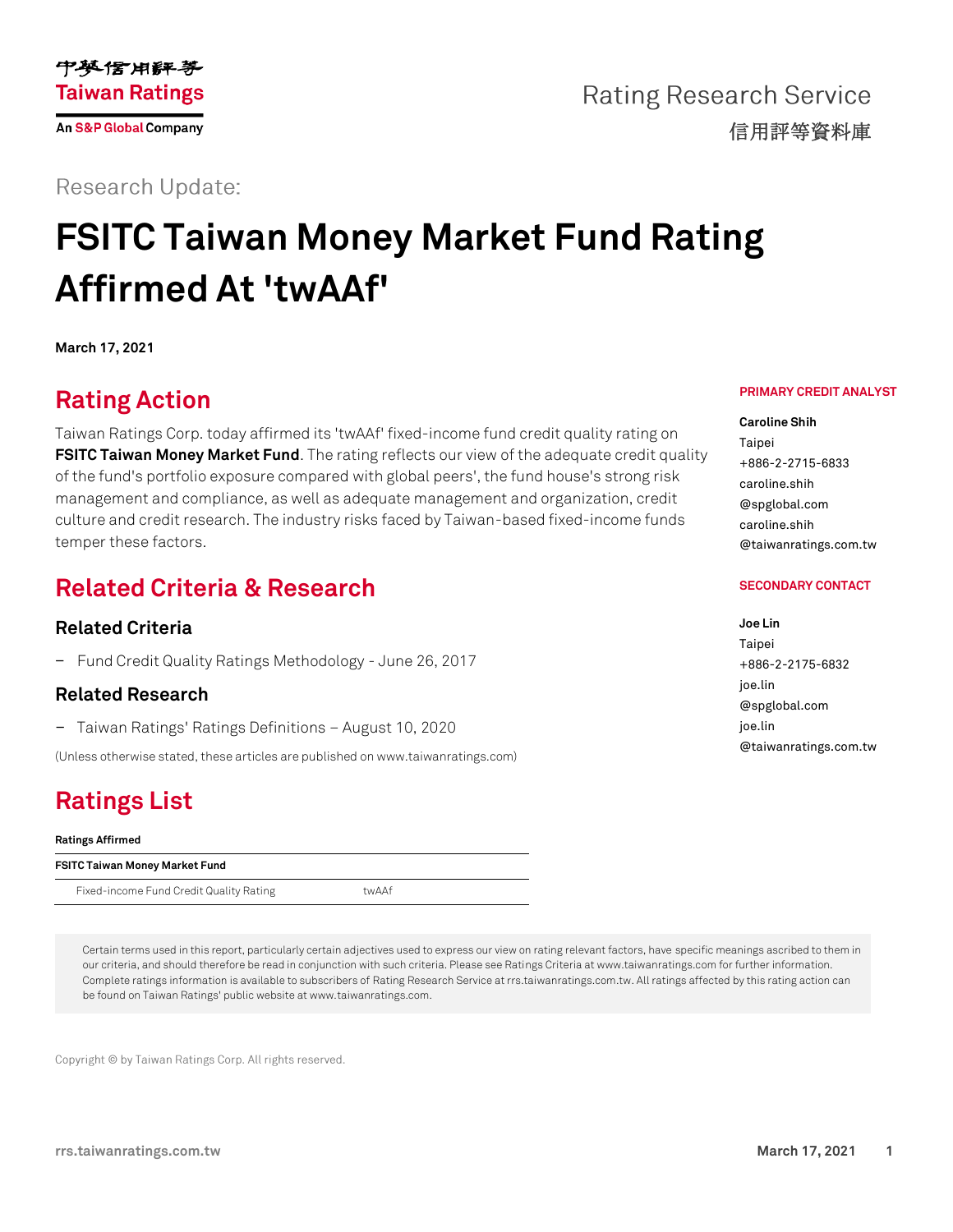中華信用評等
Taiwan Ratings
An S&P Global Company

Rating Research Service
信用評等資料庫

Research Update:

# FSITC Taiwan Money Market Fund Rating Affirmed At 'twAAf'

**March 17, 2021**

## Rating Action

Taiwan Ratings Corp. today affirmed its 'twAAf' fixed-income fund credit quality rating on **FSITC Taiwan Money Market Fund**. The rating reflects our view of the adequate credit quality of the fund's portfolio exposure compared with global peers', the fund house's strong risk management and compliance, as well as adequate management and organization, credit culture and credit research. The industry risks faced by Taiwan-based fixed-income funds temper these factors.

**PRIMARY CREDIT ANALYST**

**Caroline Shih**
Taipei
+886-2-2715-6833
caroline.shih@spglobal.com
caroline.shih@taiwanratings.com.tw

**SECONDARY CONTACT**

**Joe Lin**
Taipei
+886-2-2175-6832
joe.lin@spglobal.com
joe.lin@taiwanratings.com.tw

## Related Criteria & Research

### Related Criteria

- Fund Credit Quality Ratings Methodology - June 26, 2017

### Related Research

- Taiwan Ratings' Ratings Definitions – August 10, 2020

(Unless otherwise stated, these articles are published on www.taiwanratings.com)

## Ratings List

| Ratings Affirmed | |
|---|---|
| **FSITC Taiwan Money Market Fund** | |
| Fixed-income Fund Credit Quality Rating | twAAf |

Certain terms used in this report, particularly certain adjectives used to express our view on rating relevant factors, have specific meanings ascribed to them in our criteria, and should therefore be read in conjunction with such criteria. Please see Ratings Criteria at www.taiwanratings.com for further information. Complete ratings information is available to subscribers of Rating Research Service at rrs.taiwanratings.com.tw. All ratings affected by this rating action can be found on Taiwan Ratings' public website at www.taiwanratings.com.

Copyright © by Taiwan Ratings Corp. All rights reserved.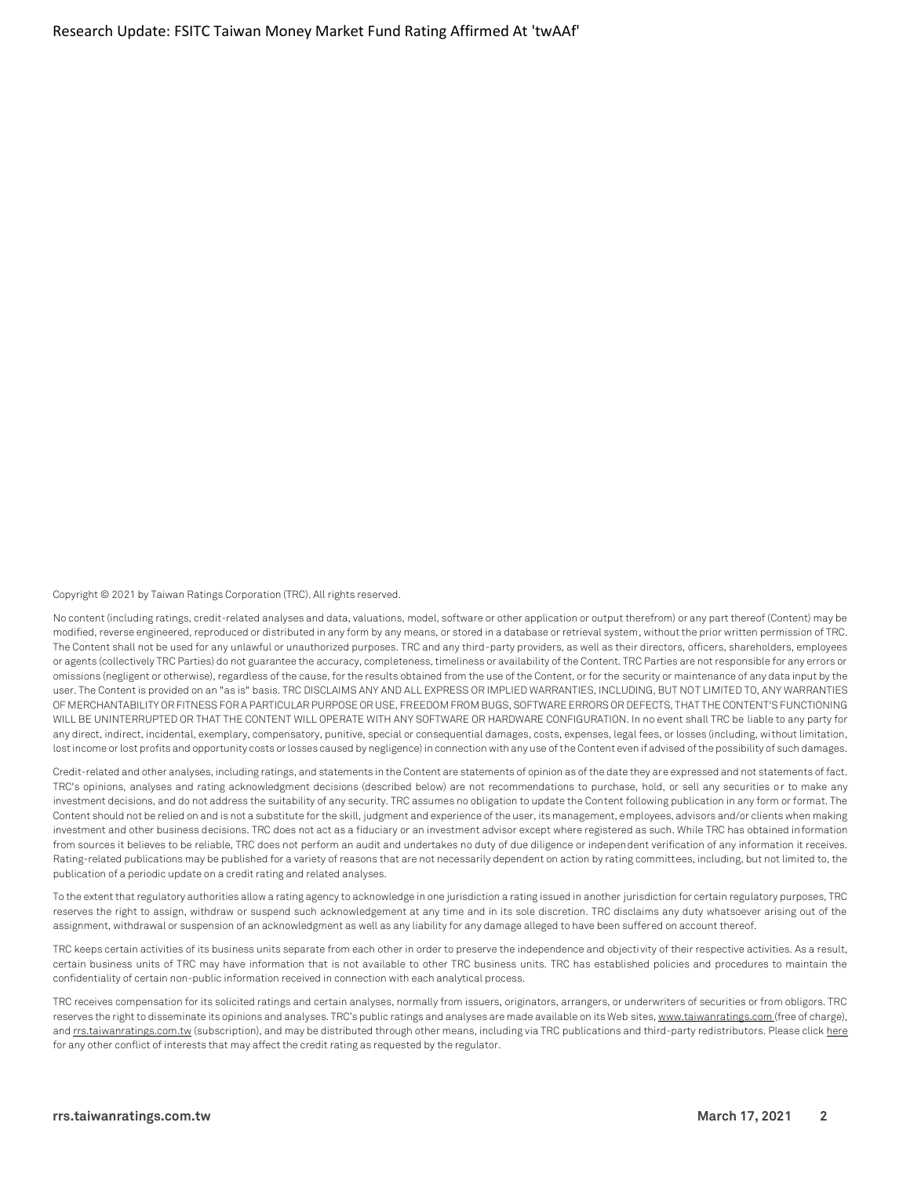Copyright © 2021 by Taiwan Ratings Corporation (TRC). All rights reserved.

No content (including ratings, credit-related analyses and data, valuations, model, software or other application or output therefrom) or any part thereof (Content) may be modified, reverse engineered, reproduced or distributed in any form by any means, or stored in a database or retrieval system, without the prior written permission of TRC. The Content shall not be used for any unlawful or unauthorized purposes. TRC and any third-party providers, as well as their directors, officers, shareholders, employees or agents (collectively TRC Parties) do not guarantee the accuracy, completeness, timeliness or availability of the Content. TRC Parties are not responsible for any errors or omissions (negligent or otherwise), regardless of the cause, for the results obtained from the use of the Content, or for the security or maintenance of any data input by the user. The Content is provided on an "as is" basis. TRC DISCLAIMS ANY AND ALL EXPRESS OR IMPLIED WARRANTIES, INCLUDING, BUT NOT LIMITED TO, ANY WARRANTIES OF MERCHANTABILITY OR FITNESS FOR A PARTICULAR PURPOSE OR USE, FREEDOM FROM BUGS, SOFTWARE ERRORS OR DEFECTS, THAT THE CONTENT'S FUNCTIONING WILL BE UNINTERRUPTED OR THAT THE CONTENT WILL OPERATE WITH ANY SOFTWARE OR HARDWARE CONFIGURATION. In no event shall TRC be liable to any party for any direct, indirect, incidental, exemplary, compensatory, punitive, special or consequential damages, costs, expenses, legal fees, or losses (including, without limitation, lost income or lost profits and opportunity costs or losses caused by negligence) in connection with any use of the Content even if advised of the possibility of such damages.

Credit-related and other analyses, including ratings, and statements in the Content are statements of opinion as of the date they are expressed and not statements of fact. TRC's opinions, analyses and rating acknowledgment decisions (described below) are not recommendations to purchase, hold, or sell any securities or to make any investment decisions, and do not address the suitability of any security. TRC assumes no obligation to update the Content following publication in any form or format. The Content should not be relied on and is not a substitute for the skill, judgment and experience of the user, its management, employees, advisors and/or clients when making investment and other business decisions. TRC does not act as a fiduciary or an investment advisor except where registered as such. While TRC has obtained information from sources it believes to be reliable, TRC does not perform an audit and undertakes no duty of due diligence or independent verification of any information it receives. Rating-related publications may be published for a variety of reasons that are not necessarily dependent on action by rating committees, including, but not limited to, the publication of a periodic update on a credit rating and related analyses.

To the extent that regulatory authorities allow a rating agency to acknowledge in one jurisdiction a rating issued in another jurisdiction for certain regulatory purposes, TRC reserves the right to assign, withdraw or suspend such acknowledgement at any time and in its sole discretion. TRC disclaims any duty whatsoever arising out of the assignment, withdrawal or suspension of an acknowledgment as well as any liability for any damage alleged to have been suffered on account thereof.

TRC keeps certain activities of its business units separate from each other in order to preserve the independence and objectivity of their respective activities. As a result, certain business units of TRC may have information that is not available to other TRC business units. TRC has established policies and procedures to maintain the confidentiality of certain non-public information received in connection with each analytical process.

TRC receives compensation for its solicited ratings and certain analyses, normally from issuers, originators, arrangers, or underwriters of securities or from obligors. TRC reserves the right to disseminate its opinions and analyses. TRC's public ratings and analyses are made available on its Web sites, www.taiwanratings.com (free of charge), and rrs.taiwanratings.com.tw (subscription), and may be distributed through other means, including via TRC publications and third-party redistributors. Please click here for any other conflict of interests that may affect the credit rating as requested by the regulator.